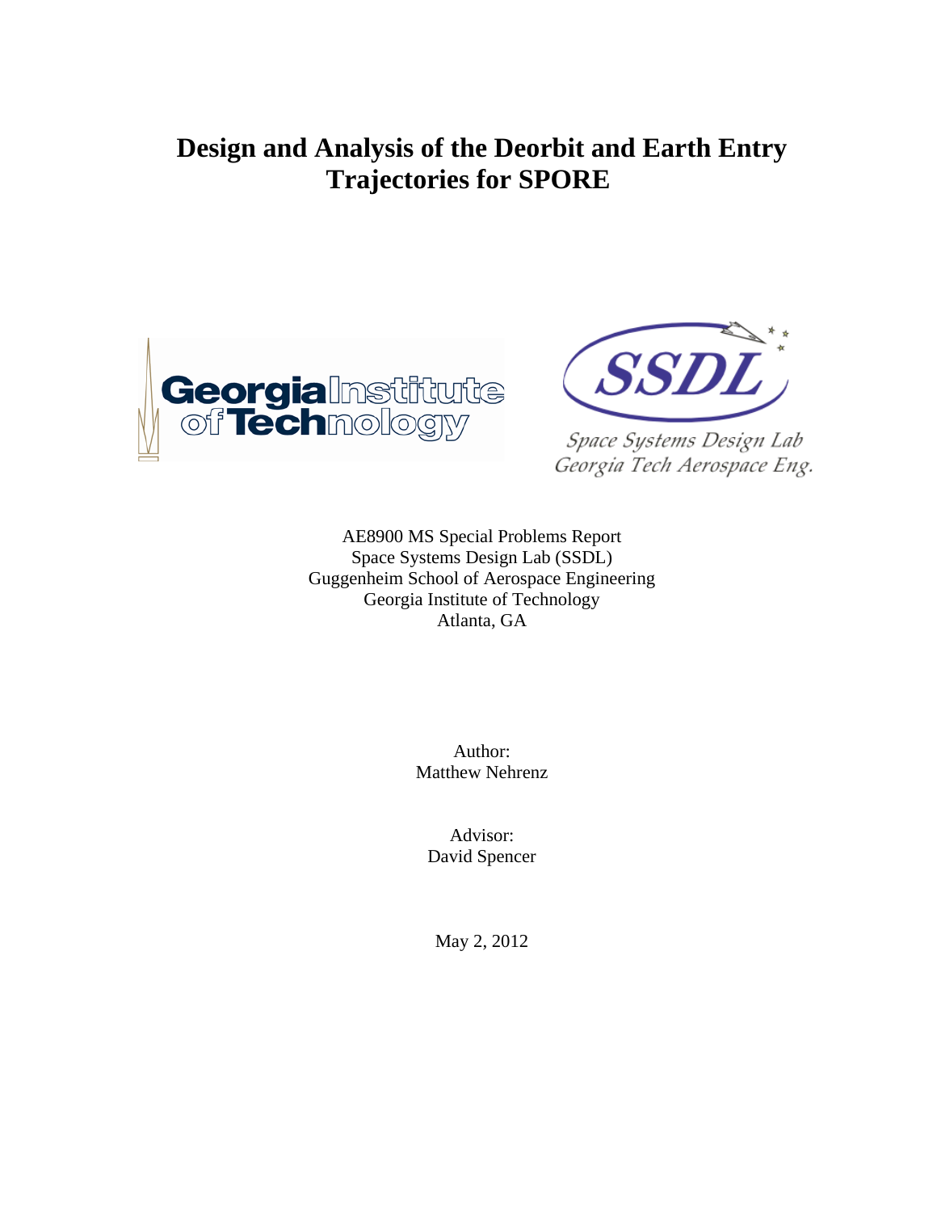# Design and Analysis of the Deorbit and Earth Entry Trajectories for SPORE

AE8900 MS Special Problems Report
Space Systems Design Lab (SSDL)
Guggenheim School of Aerospace Engineering
Georgia Institute of Technology
Atlanta, GA

Author:
Matthew Nehrenz

Advisor:
David Spencer

May 2, 2012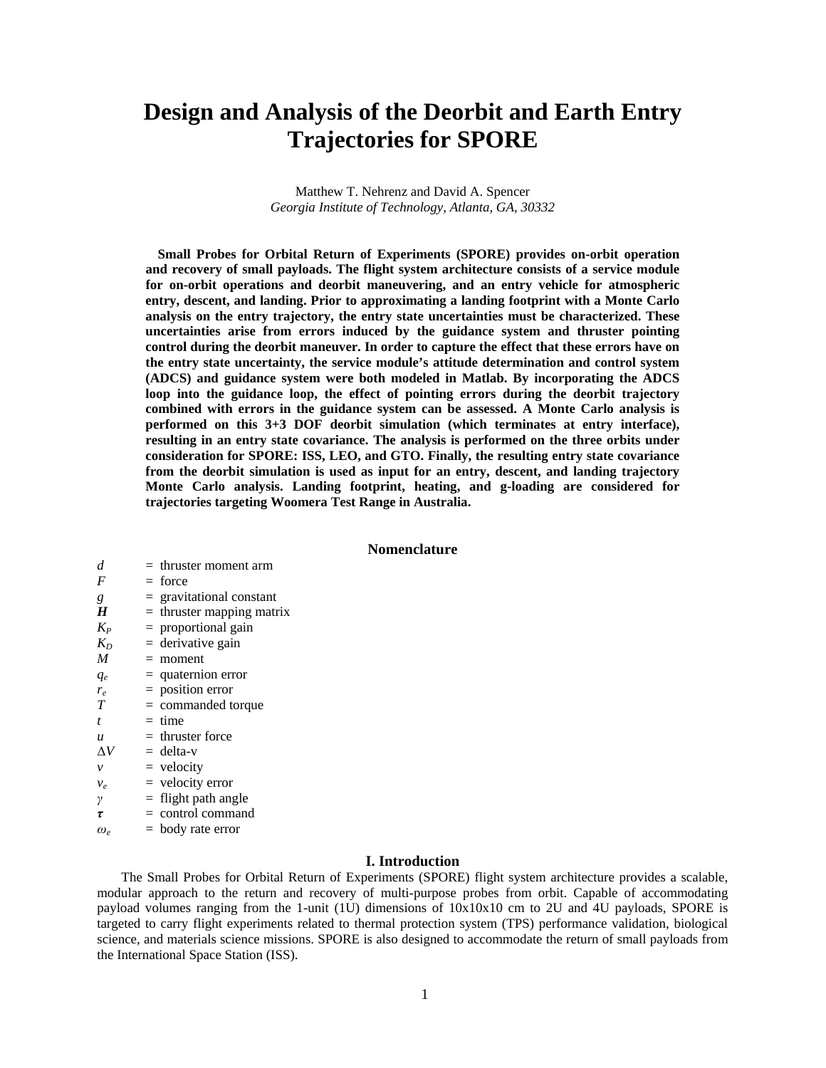# Design and Analysis of the Deorbit and Earth Entry Trajectories for SPORE

Matthew T. Nehrenz and David A. Spencer
*Georgia Institute of Technology, Atlanta, GA, 30332*

**Small Probes for Orbital Return of Experiments (SPORE) provides on-orbit operation and recovery of small payloads. The flight system architecture consists of a service module for on-orbit operations and deorbit maneuvering, and an entry vehicle for atmospheric entry, descent, and landing. Prior to approximating a landing footprint with a Monte Carlo analysis on the entry trajectory, the entry state uncertainties must be characterized. These uncertainties arise from errors induced by the guidance system and thruster pointing control during the deorbit maneuver. In order to capture the effect that these errors have on the entry state uncertainty, the service module's attitude determination and control system (ADCS) and guidance system were both modeled in Matlab. By incorporating the ADCS loop into the guidance loop, the effect of pointing errors during the deorbit trajectory combined with errors in the guidance system can be assessed. A Monte Carlo analysis is performed on this 3+3 DOF deorbit simulation (which terminates at entry interface), resulting in an entry state covariance. The analysis is performed on the three orbits under consideration for SPORE: ISS, LEO, and GTO. Finally, the resulting entry state covariance from the deorbit simulation is used as input for an entry, descent, and landing trajectory Monte Carlo analysis. Landing footprint, heating, and g-loading are considered for trajectories targeting Woomera Test Range in Australia.**

## Nomenclature

$d$ = thruster moment arm
$F$ = force
$g$ = gravitational constant
$\boldsymbol{H}$ = thruster mapping matrix
$K_P$ = proportional gain
$K_D$ = derivative gain
$M$ = moment
$q_e$ = quaternion error
$r_e$ = position error
$T$ = commanded torque
$t$ = time
$u$ = thruster force
$\Delta V$ = delta-v
$v$ = velocity
$v_e$ = velocity error
$\gamma$ = flight path angle
$\boldsymbol{\tau}$ = control command
$\omega_e$ = body rate error

## I. Introduction

The Small Probes for Orbital Return of Experiments (SPORE) flight system architecture provides a scalable, modular approach to the return and recovery of multi-purpose probes from orbit. Capable of accommodating payload volumes ranging from the 1-unit (1U) dimensions of 10x10x10 cm to 2U and 4U payloads, SPORE is targeted to carry flight experiments related to thermal protection system (TPS) performance validation, biological science, and materials science missions. SPORE is also designed to accommodate the return of small payloads from the International Space Station (ISS).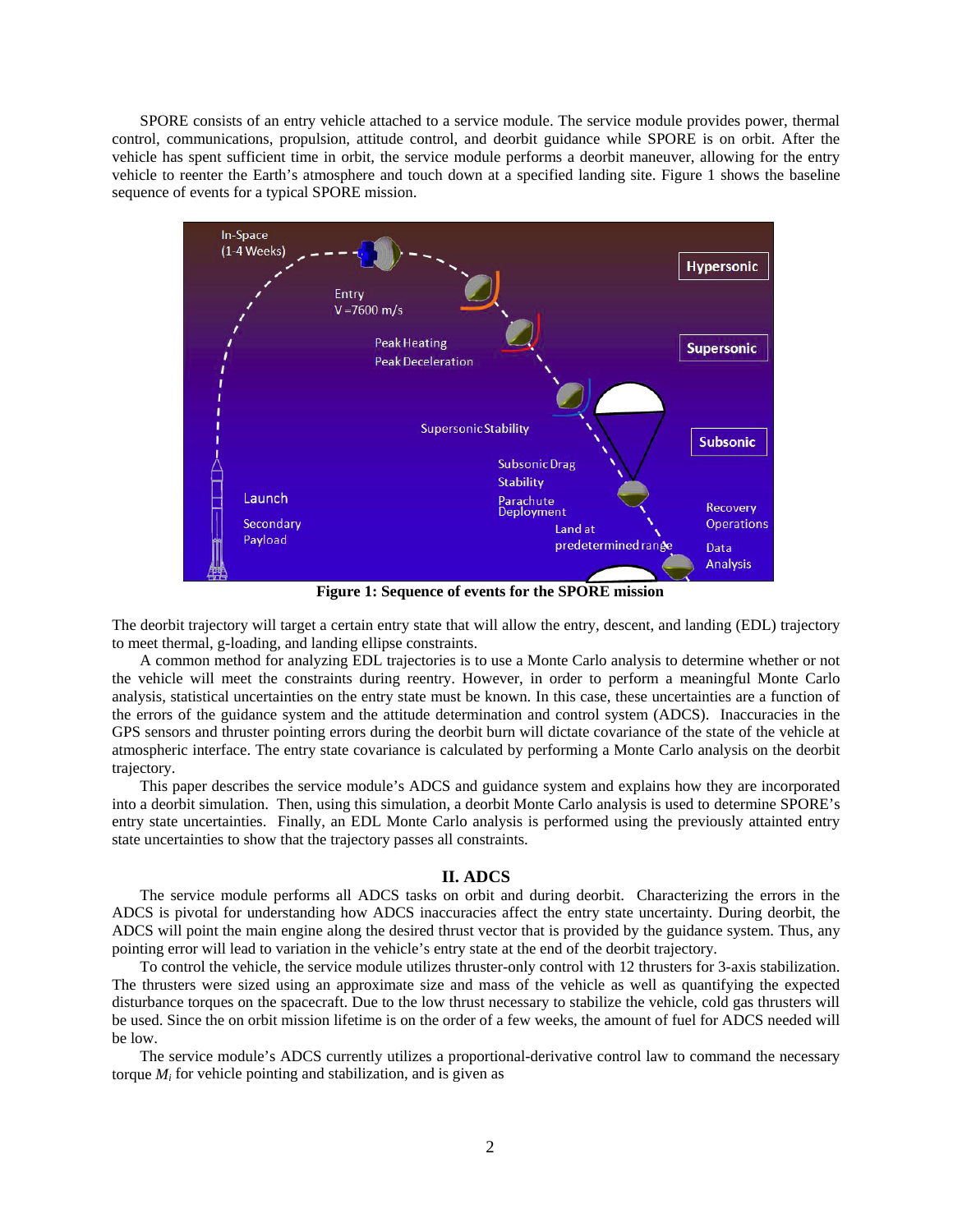SPORE consists of an entry vehicle attached to a service module. The service module provides power, thermal control, communications, propulsion, attitude control, and deorbit guidance while SPORE is on orbit. After the vehicle has spent sufficient time in orbit, the service module performs a deorbit maneuver, allowing for the entry vehicle to reenter the Earth's atmosphere and touch down at a specified landing site. Figure 1 shows the baseline sequence of events for a typical SPORE mission.

**Figure 1: Sequence of events for the SPORE mission**

The deorbit trajectory will target a certain entry state that will allow the entry, descent, and landing (EDL) trajectory to meet thermal, g-loading, and landing ellipse constraints.

A common method for analyzing EDL trajectories is to use a Monte Carlo analysis to determine whether or not the vehicle will meet the constraints during reentry. However, in order to perform a meaningful Monte Carlo analysis, statistical uncertainties on the entry state must be known. In this case, these uncertainties are a function of the errors of the guidance system and the attitude determination and control system (ADCS). Inaccuracies in the GPS sensors and thruster pointing errors during the deorbit burn will dictate covariance of the state of the vehicle at atmospheric interface. The entry state covariance is calculated by performing a Monte Carlo analysis on the deorbit trajectory.

This paper describes the service module's ADCS and guidance system and explains how they are incorporated into a deorbit simulation. Then, using this simulation, a deorbit Monte Carlo analysis is used to determine SPORE's entry state uncertainties. Finally, an EDL Monte Carlo analysis is performed using the previously attainted entry state uncertainties to show that the trajectory passes all constraints.

## II. ADCS

The service module performs all ADCS tasks on orbit and during deorbit. Characterizing the errors in the ADCS is pivotal for understanding how ADCS inaccuracies affect the entry state uncertainty. During deorbit, the ADCS will point the main engine along the desired thrust vector that is provided by the guidance system. Thus, any pointing error will lead to variation in the vehicle's entry state at the end of the deorbit trajectory.

To control the vehicle, the service module utilizes thruster-only control with 12 thrusters for 3-axis stabilization. The thrusters were sized using an approximate size and mass of the vehicle as well as quantifying the expected disturbance torques on the spacecraft. Due to the low thrust necessary to stabilize the vehicle, cold gas thrusters will be used. Since the on orbit mission lifetime is on the order of a few weeks, the amount of fuel for ADCS needed will be low.

The service module's ADCS currently utilizes a proportional-derivative control law to command the necessary torque $M_i$ for vehicle pointing and stabilization, and is given as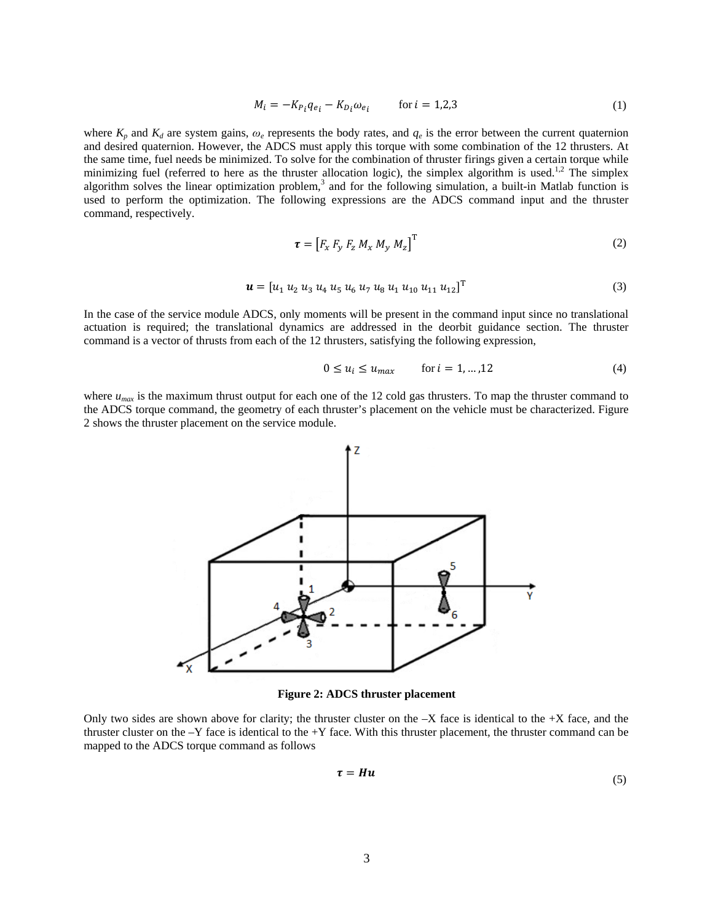$$M_i = -K_{P_i} q_{e_i} - K_{D_i} \omega_{e_i} \qquad \text{for } i = 1,2,3 \tag{1}$$

where $K_p$ and $K_d$ are system gains, $\omega_e$ represents the body rates, and $q_e$ is the error between the current quaternion and desired quaternion. However, the ADCS must apply this torque with some combination of the 12 thrusters. At the same time, fuel needs be minimized. To solve for the combination of thruster firings given a certain torque while minimizing fuel (referred to here as the thruster allocation logic), the simplex algorithm is used.[1,2] The simplex algorithm solves the linear optimization problem,[3] and for the following simulation, a built-in Matlab function is used to perform the optimization. The following expressions are the ADCS command input and the thruster command, respectively.

$$\boldsymbol{\tau} = \left[F_x \; F_y \; F_z \; M_x \; M_y \; M_z\right]^{\mathrm{T}} \tag{2}$$

$$\boldsymbol{u} = \left[u_1 \; u_2 \; u_3 \; u_4 \; u_5 \; u_6 \; u_7 \; u_8 \; u_1 \; u_{10} \; u_{11} \; u_{12}\right]^{\mathrm{T}} \tag{3}$$

In the case of the service module ADCS, only moments will be present in the command input since no translational actuation is required; the translational dynamics are addressed in the deorbit guidance section. The thruster command is a vector of thrusts from each of the 12 thrusters, satisfying the following expression,

$$0 \le u_i \le u_{max} \qquad \text{for } i = 1, \ldots, 12 \tag{4}$$

where $u_{max}$ is the maximum thrust output for each one of the 12 cold gas thrusters. To map the thruster command to the ADCS torque command, the geometry of each thruster's placement on the vehicle must be characterized. Figure 2 shows the thruster placement on the service module.

**Figure 2: ADCS thruster placement**

Only two sides are shown above for clarity; the thruster cluster on the –X face is identical to the +X face, and the thruster cluster on the –Y face is identical to the +Y face. With this thruster placement, the thruster command can be mapped to the ADCS torque command as follows

$$\boldsymbol{\tau} = \boldsymbol{H}\boldsymbol{u} \tag{5}$$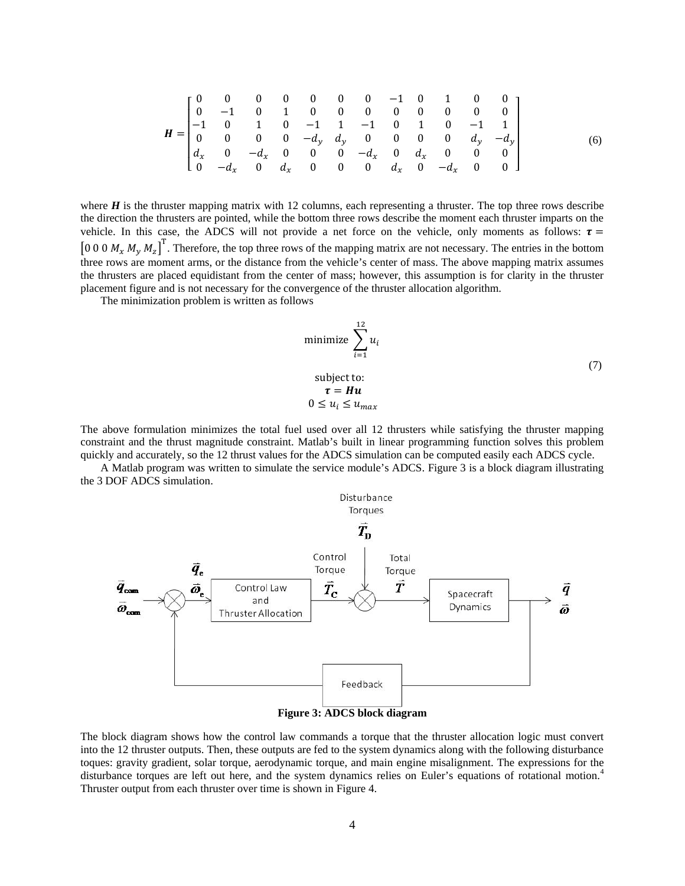$$
\boldsymbol{H} = \begin{bmatrix} 0 & 0 & 0 & 0 & 0 & 0 & 0 & -1 & 0 & 1 & 0 & 0 \\ 0 & -1 & 0 & 1 & 0 & 0 & 0 & 0 & 0 & 0 & 0 & 0 \\ -1 & 0 & 1 & 0 & -1 & 1 & -1 & 0 & 1 & 0 & -1 & 1 \\ 0 & 0 & 0 & 0 & -d_y & d_y & 0 & 0 & 0 & 0 & d_y & -d_y \\ d_x & 0 & -d_x & 0 & 0 & 0 & -d_x & 0 & d_x & 0 & 0 & 0 \\ 0 & -d_x & 0 & d_x & 0 & 0 & 0 & d_x & 0 & -d_x & 0 & 0 \end{bmatrix} \tag{6}
$$

where $\boldsymbol{H}$ is the thruster mapping matrix with 12 columns, each representing a thruster. The top three rows describe the direction the thrusters are pointed, while the bottom three rows describe the moment each thruster imparts on the vehicle. In this case, the ADCS will not provide a net force on the vehicle, only moments as follows: $\boldsymbol{\tau} = \begin{bmatrix} 0 \; 0 \; 0 \; M_x \; M_y \; M_z \end{bmatrix}^{\mathrm{T}}$. Therefore, the top three rows of the mapping matrix are not necessary. The entries in the bottom three rows are moment arms, or the distance from the vehicle's center of mass. The above mapping matrix assumes the thrusters are placed equidistant from the center of mass; however, this assumption is for clarity in the thruster placement figure and is not necessary for the convergence of the thruster allocation algorithm.

The minimization problem is written as follows

$$
\begin{gathered}
\text{minimize} \sum_{i=1}^{12} u_i \\
\\
\text{subject to:} \\
\boldsymbol{\tau} = \boldsymbol{H}\boldsymbol{u} \\
0 \leq u_i \leq u_{max}
\end{gathered} \tag{7}
$$

The above formulation minimizes the total fuel used over all 12 thrusters while satisfying the thruster mapping constraint and the thrust magnitude constraint. Matlab's built in linear programming function solves this problem quickly and accurately, so the 12 thrust values for the ADCS simulation can be computed easily each ADCS cycle.

A Matlab program was written to simulate the service module's ADCS. Figure 3 is a block diagram illustrating the 3 DOF ADCS simulation.

**Figure 3: ADCS block diagram**

The block diagram shows how the control law commands a torque that the thruster allocation logic must convert into the 12 thruster outputs. Then, these outputs are fed to the system dynamics along with the following disturbance toques: gravity gradient, solar torque, aerodynamic torque, and main engine misalignment. The expressions for the disturbance torques are left out here, and the system dynamics relies on Euler's equations of rotational motion.[4] Thruster output from each thruster over time is shown in Figure 4.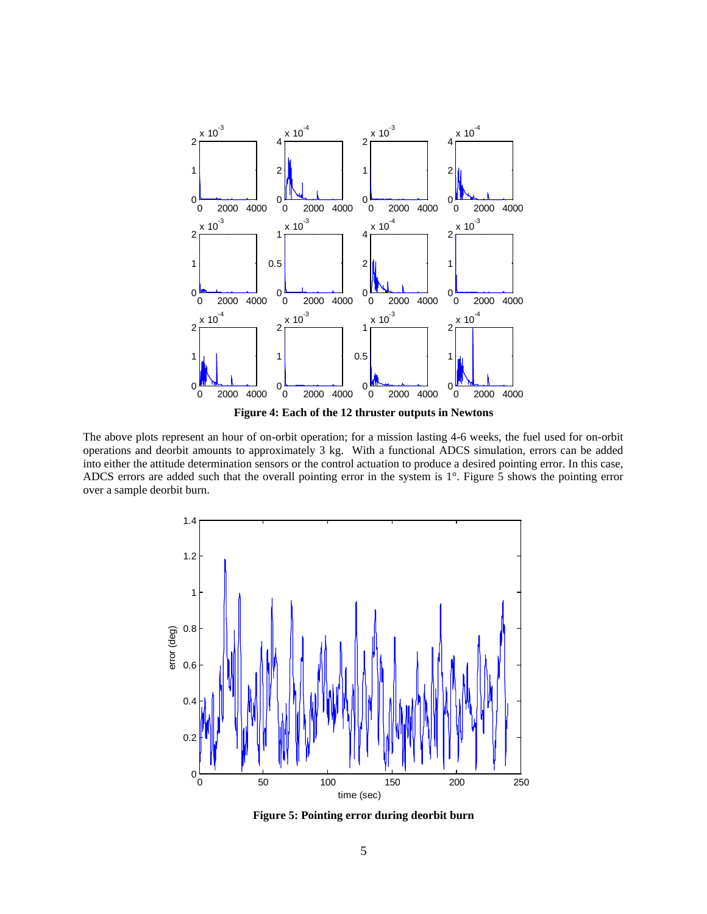**Figure 4: Each of the 12 thruster outputs in Newtons**

The above plots represent an hour of on-orbit operation; for a mission lasting 4-6 weeks, the fuel used for on-orbit operations and deorbit amounts to approximately 3 kg. With a functional ADCS simulation, errors can be added into either the attitude determination sensors or the control actuation to produce a desired pointing error. In this case, ADCS errors are added such that the overall pointing error in the system is 1°. Figure 5 shows the pointing error over a sample deorbit burn.

**Figure 5: Pointing error during deorbit burn**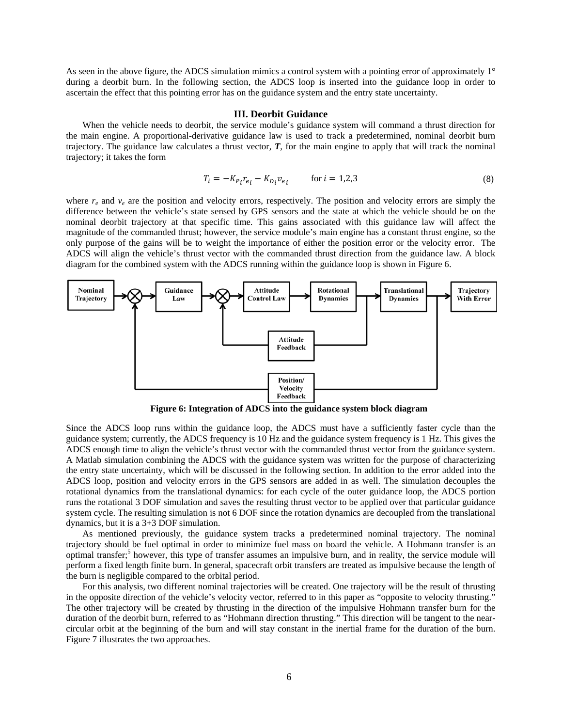As seen in the above figure, the ADCS simulation mimics a control system with a pointing error of approximately 1° during a deorbit burn. In the following section, the ADCS loop is inserted into the guidance loop in order to ascertain the effect that this pointing error has on the guidance system and the entry state uncertainty.

## III. Deorbit Guidance

When the vehicle needs to deorbit, the service module's guidance system will command a thrust direction for the main engine. A proportional-derivative guidance law is used to track a predetermined, nominal deorbit burn trajectory. The guidance law calculates a thrust vector, ***T***, for the main engine to apply that will track the nominal trajectory; it takes the form

$$T_i = -K_{P_i} r_{e_i} - K_{D_i} v_{e_i} \qquad \text{for } i = 1,2,3 \tag{8}$$

where $r_e$ and $v_e$ are the position and velocity errors, respectively. The position and velocity errors are simply the difference between the vehicle's state sensed by GPS sensors and the state at which the vehicle should be on the nominal deorbit trajectory at that specific time. This gains associated with this guidance law will affect the magnitude of the commanded thrust; however, the service module's main engine has a constant thrust engine, so the only purpose of the gains will be to weight the importance of either the position error or the velocity error. The ADCS will align the vehicle's thrust vector with the commanded thrust direction from the guidance law. A block diagram for the combined system with the ADCS running within the guidance loop is shown in Figure 6.

**Figure 6: Integration of ADCS into the guidance system block diagram**

Since the ADCS loop runs within the guidance loop, the ADCS must have a sufficiently faster cycle than the guidance system; currently, the ADCS frequency is 10 Hz and the guidance system frequency is 1 Hz. This gives the ADCS enough time to align the vehicle's thrust vector with the commanded thrust vector from the guidance system. A Matlab simulation combining the ADCS with the guidance system was written for the purpose of characterizing the entry state uncertainty, which will be discussed in the following section. In addition to the error added into the ADCS loop, position and velocity errors in the GPS sensors are added in as well. The simulation decouples the rotational dynamics from the translational dynamics: for each cycle of the outer guidance loop, the ADCS portion runs the rotational 3 DOF simulation and saves the resulting thrust vector to be applied over that particular guidance system cycle. The resulting simulation is not 6 DOF since the rotation dynamics are decoupled from the translational dynamics, but it is a 3+3 DOF simulation.

As mentioned previously, the guidance system tracks a predetermined nominal trajectory. The nominal trajectory should be fuel optimal in order to minimize fuel mass on board the vehicle. A Hohmann transfer is an optimal transfer;[5] however, this type of transfer assumes an impulsive burn, and in reality, the service module will perform a fixed length finite burn. In general, spacecraft orbit transfers are treated as impulsive because the length of the burn is negligible compared to the orbital period.

For this analysis, two different nominal trajectories will be created. One trajectory will be the result of thrusting in the opposite direction of the vehicle's velocity vector, referred to in this paper as "opposite to velocity thrusting." The other trajectory will be created by thrusting in the direction of the impulsive Hohmann transfer burn for the duration of the deorbit burn, referred to as "Hohmann direction thrusting." This direction will be tangent to the near-circular orbit at the beginning of the burn and will stay constant in the inertial frame for the duration of the burn. Figure 7 illustrates the two approaches.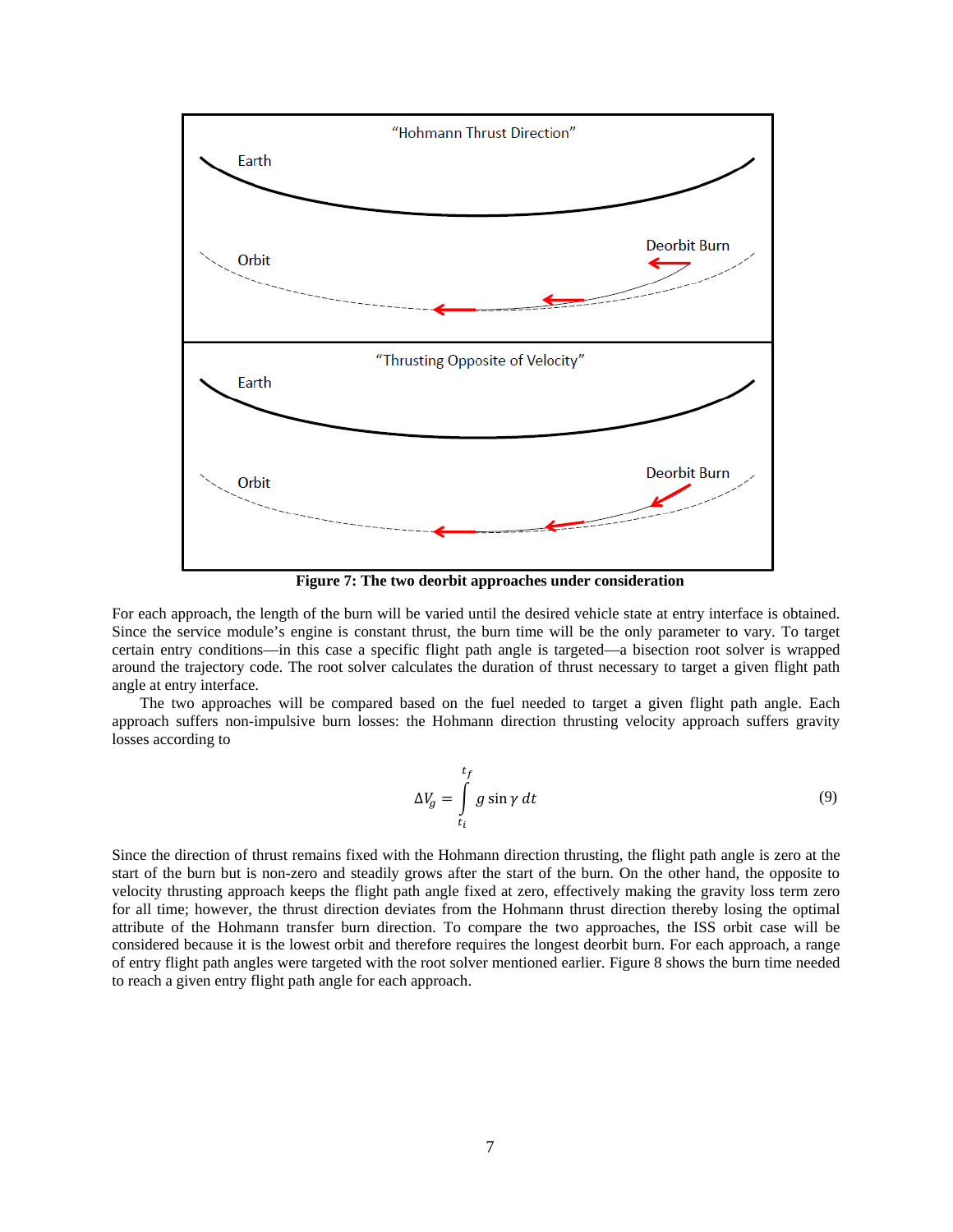**Figure 7: The two deorbit approaches under consideration**

For each approach, the length of the burn will be varied until the desired vehicle state at entry interface is obtained. Since the service module's engine is constant thrust, the burn time will be the only parameter to vary. To target certain entry conditions—in this case a specific flight path angle is targeted—a bisection root solver is wrapped around the trajectory code. The root solver calculates the duration of thrust necessary to target a given flight path angle at entry interface.

The two approaches will be compared based on the fuel needed to target a given flight path angle. Each approach suffers non-impulsive burn losses: the Hohmann direction thrusting velocity approach suffers gravity losses according to

$$\Delta V_g = \int_{t_i}^{t_f} g \sin \gamma \, dt \tag{9}$$

Since the direction of thrust remains fixed with the Hohmann direction thrusting, the flight path angle is zero at the start of the burn but is non-zero and steadily grows after the start of the burn. On the other hand, the opposite to velocity thrusting approach keeps the flight path angle fixed at zero, effectively making the gravity loss term zero for all time; however, the thrust direction deviates from the Hohmann thrust direction thereby losing the optimal attribute of the Hohmann transfer burn direction. To compare the two approaches, the ISS orbit case will be considered because it is the lowest orbit and therefore requires the longest deorbit burn. For each approach, a range of entry flight path angles were targeted with the root solver mentioned earlier. Figure 8 shows the burn time needed to reach a given entry flight path angle for each approach.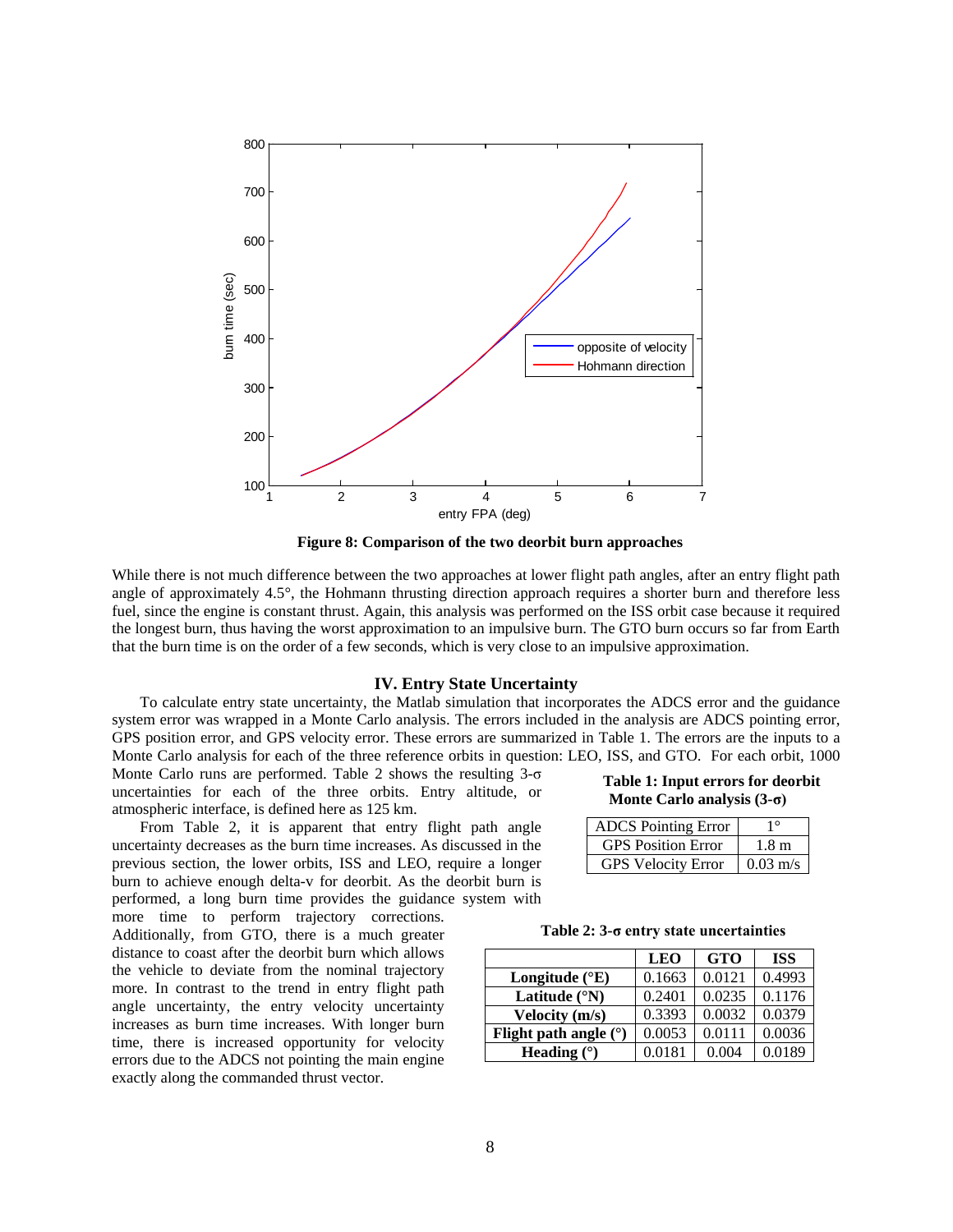**Figure 8: Comparison of the two deorbit burn approaches**

While there is not much difference between the two approaches at lower flight path angles, after an entry flight path angle of approximately 4.5°, the Hohmann thrusting direction approach requires a shorter burn and therefore less fuel, since the engine is constant thrust. Again, this analysis was performed on the ISS orbit case because it required the longest burn, thus having the worst approximation to an impulsive burn. The GTO burn occurs so far from Earth that the burn time is on the order of a few seconds, which is very close to an impulsive approximation.

## IV. Entry State Uncertainty

To calculate entry state uncertainty, the Matlab simulation that incorporates the ADCS error and the guidance system error was wrapped in a Monte Carlo analysis. The errors included in the analysis are ADCS pointing error, GPS position error, and GPS velocity error. These errors are summarized in Table 1. The errors are the inputs to a Monte Carlo analysis for each of the three reference orbits in question: LEO, ISS, and GTO. For each orbit, 1000 Monte Carlo runs are performed. Table 2 shows the resulting 3-σ uncertainties for each of the three orbits. Entry altitude, or atmospheric interface, is defined here as 125 km.

**Table 1: Input errors for deorbit Monte Carlo analysis (3-σ)**

| | |
|---|---|
| ADCS Pointing Error | 1° |
| GPS Position Error | 1.8 m |
| GPS Velocity Error | 0.03 m/s |

From Table 2, it is apparent that entry flight path angle uncertainty decreases as the burn time increases. As discussed in the previous section, the lower orbits, ISS and LEO, require a longer burn to achieve enough delta-v for deorbit. As the deorbit burn is performed, a long burn time provides the guidance system with more time to perform trajectory corrections. Additionally, from GTO, there is a much greater distance to coast after the deorbit burn which allows the vehicle to deviate from the nominal trajectory more. In contrast to the trend in entry flight path angle uncertainty, the entry velocity uncertainty increases as burn time increases. With longer burn time, there is increased opportunity for velocity errors due to the ADCS not pointing the main engine exactly along the commanded thrust vector.

**Table 2: 3-σ entry state uncertainties**

| | LEO | GTO | ISS |
|---|---|---|---|
| **Longitude (°E)** | 0.1663 | 0.0121 | 0.4993 |
| **Latitude (°N)** | 0.2401 | 0.0235 | 0.1176 |
| **Velocity (m/s)** | 0.3393 | 0.0032 | 0.0379 |
| **Flight path angle (°)** | 0.0053 | 0.0111 | 0.0036 |
| **Heading (°)** | 0.0181 | 0.004 | 0.0189 |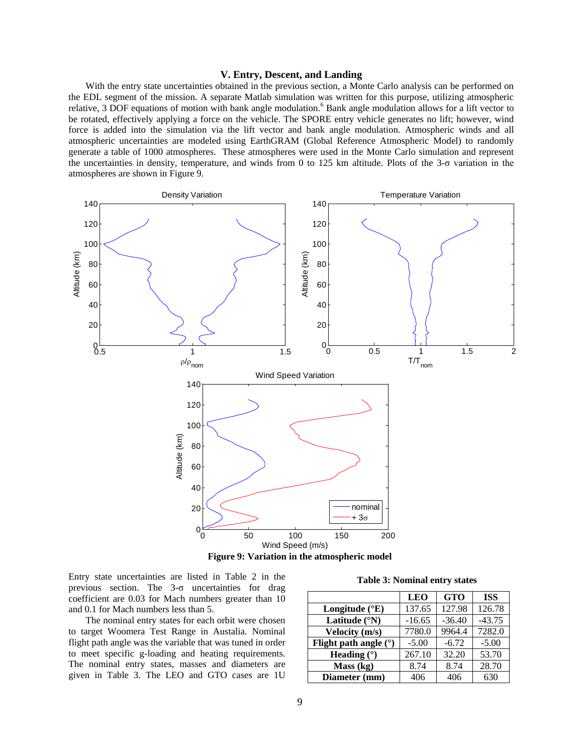## V. Entry, Descent, and Landing

With the entry state uncertainties obtained in the previous section, a Monte Carlo analysis can be performed on the EDL segment of the mission. A separate Matlab simulation was written for this purpose, utilizing atmospheric relative, 3 DOF equations of motion with bank angle modulation.[6] Bank angle modulation allows for a lift vector to be rotated, effectively applying a force on the vehicle. The SPORE entry vehicle generates no lift; however, wind force is added into the simulation via the lift vector and bank angle modulation. Atmospheric winds and all atmospheric uncertainties are modeled using EarthGRAM (Global Reference Atmospheric Model) to randomly generate a table of 1000 atmospheres. These atmospheres were used in the Monte Carlo simulation and represent the uncertainties in density, temperature, and winds from 0 to 125 km altitude. Plots of the 3-σ variation in the atmospheres are shown in Figure 9.

**Figure 9: Variation in the atmospheric model**

Entry state uncertainties are listed in Table 2 in the previous section. The 3-σ uncertainties for drag coefficient are 0.03 for Mach numbers greater than 10 and 0.1 for Mach numbers less than 5.

The nominal entry states for each orbit were chosen to target Woomera Test Range in Austalia. Nominal flight path angle was the variable that was tuned in order to meet specific g-loading and heating requirements. The nominal entry states, masses and diameters are given in Table 3. The LEO and GTO cases are 1U

**Table 3: Nominal entry states**

| | LEO | GTO | ISS |
|---|---|---|---|
| **Longitude (°E)** | 137.65 | 127.98 | 126.78 |
| **Latitude (°N)** | -16.65 | -36.40 | -43.75 |
| **Velocity (m/s)** | 7780.0 | 9964.4 | 7282.0 |
| **Flight path angle (°)** | -5.00 | -6.72 | -5.00 |
| **Heading (°)** | 267.10 | 32.20 | 53.70 |
| **Mass (kg)** | 8.74 | 8.74 | 28.70 |
| **Diameter (mm)** | 406 | 406 | 630 |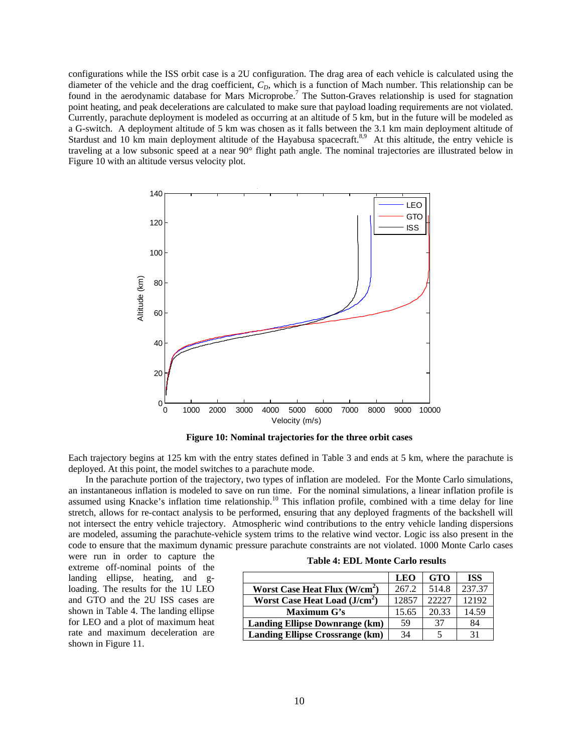configurations while the ISS orbit case is a 2U configuration. The drag area of each vehicle is calculated using the diameter of the vehicle and the drag coefficient, $C_D$, which is a function of Mach number. This relationship can be found in the aerodynamic database for Mars Microprobe.[7] The Sutton-Graves relationship is used for stagnation point heating, and peak decelerations are calculated to make sure that payload loading requirements are not violated. Currently, parachute deployment is modeled as occurring at an altitude of 5 km, but in the future will be modeled as a G-switch. A deployment altitude of 5 km was chosen as it falls between the 3.1 km main deployment altitude of Stardust and 10 km main deployment altitude of the Hayabusa spacecraft.[8,9] At this altitude, the entry vehicle is traveling at a low subsonic speed at a near 90° flight path angle. The nominal trajectories are illustrated below in Figure 10 with an altitude versus velocity plot.

**Figure 10: Nominal trajectories for the three orbit cases**

Each trajectory begins at 125 km with the entry states defined in Table 3 and ends at 5 km, where the parachute is deployed. At this point, the model switches to a parachute mode.

In the parachute portion of the trajectory, two types of inflation are modeled. For the Monte Carlo simulations, an instantaneous inflation is modeled to save on run time. For the nominal simulations, a linear inflation profile is assumed using Knacke's inflation time relationship.[10] This inflation profile, combined with a time delay for line stretch, allows for re-contact analysis to be performed, ensuring that any deployed fragments of the backshell will not intersect the entry vehicle trajectory. Atmospheric wind contributions to the entry vehicle landing dispersions are modeled, assuming the parachute-vehicle system trims to the relative wind vector. Logic iss also present in the code to ensure that the maximum dynamic pressure parachute constraints are not violated. 1000 Monte Carlo cases were run in order to capture the extreme off-nominal points of the landing ellipse, heating, and g-loading. The results for the 1U LEO and GTO and the 2U ISS cases are shown in Table 4. The landing ellipse for LEO and a plot of maximum heat rate and maximum deceleration are shown in Figure 11.

**Table 4: EDL Monte Carlo results**

| | LEO | GTO | ISS |
|---|---|---|---|
| **Worst Case Heat Flux ($W/cm^2$)** | 267.2 | 514.8 | 237.37 |
| **Worst Case Heat Load ($J/cm^2$)** | 12857 | 22227 | 12192 |
| **Maximum G's** | 15.65 | 20.33 | 14.59 |
| **Landing Ellipse Downrange (km)** | 59 | 37 | 84 |
| **Landing Ellipse Crossrange (km)** | 34 | 5 | 31 |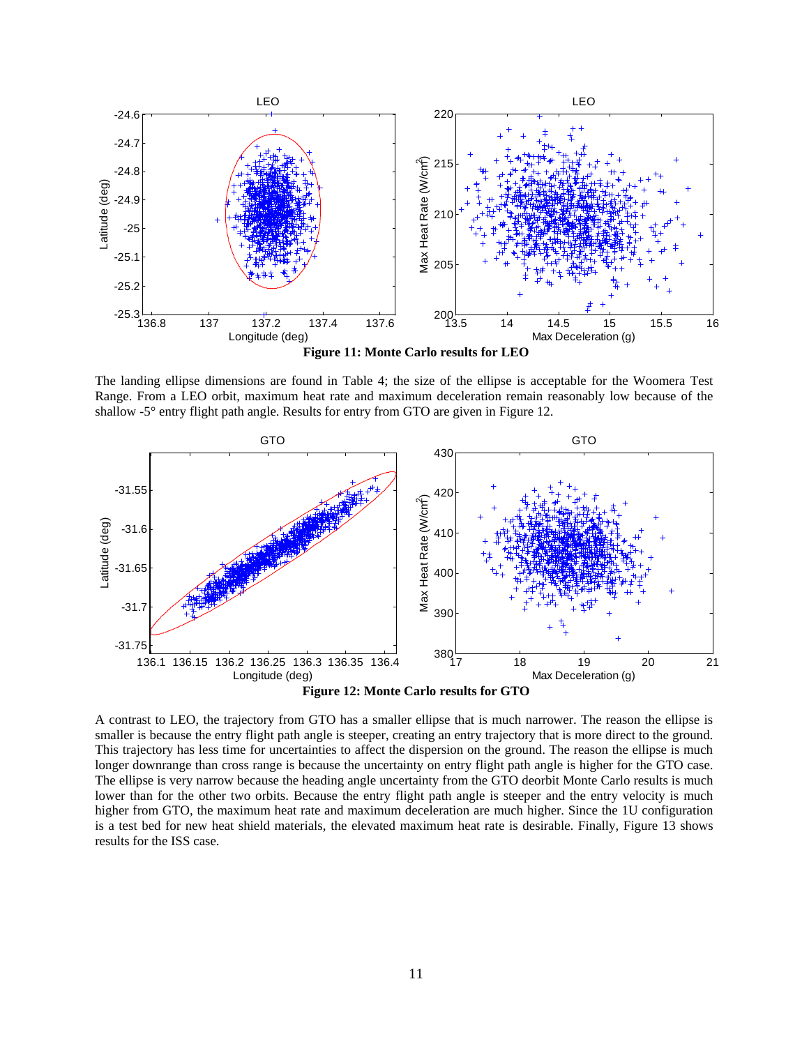**Figure 11: Monte Carlo results for LEO**

The landing ellipse dimensions are found in Table 4; the size of the ellipse is acceptable for the Woomera Test Range. From a LEO orbit, maximum heat rate and maximum deceleration remain reasonably low because of the shallow -5° entry flight path angle. Results for entry from GTO are given in Figure 12.

**Figure 12: Monte Carlo results for GTO**

A contrast to LEO, the trajectory from GTO has a smaller ellipse that is much narrower. The reason the ellipse is smaller is because the entry flight path angle is steeper, creating an entry trajectory that is more direct to the ground. This trajectory has less time for uncertainties to affect the dispersion on the ground. The reason the ellipse is much longer downrange than cross range is because the uncertainty on entry flight path angle is higher for the GTO case. The ellipse is very narrow because the heading angle uncertainty from the GTO deorbit Monte Carlo results is much lower than for the other two orbits. Because the entry flight path angle is steeper and the entry velocity is much higher from GTO, the maximum heat rate and maximum deceleration are much higher. Since the 1U configuration is a test bed for new heat shield materials, the elevated maximum heat rate is desirable. Finally, Figure 13 shows results for the ISS case.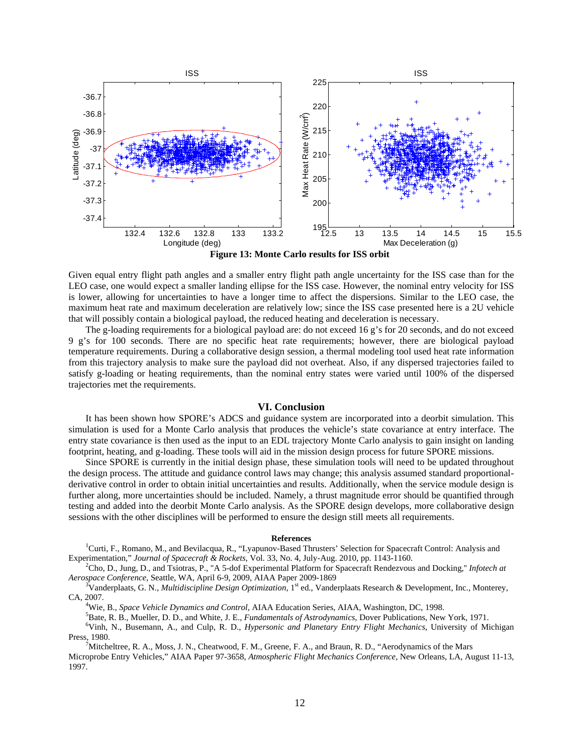**Figure 13: Monte Carlo results for ISS orbit**

Given equal entry flight path angles and a smaller entry flight path angle uncertainty for the ISS case than for the LEO case, one would expect a smaller landing ellipse for the ISS case. However, the nominal entry velocity for ISS is lower, allowing for uncertainties to have a longer time to affect the dispersions. Similar to the LEO case, the maximum heat rate and maximum deceleration are relatively low; since the ISS case presented here is a 2U vehicle that will possibly contain a biological payload, the reduced heating and deceleration is necessary.

The g-loading requirements for a biological payload are: do not exceed 16 g's for 20 seconds, and do not exceed 9 g's for 100 seconds. There are no specific heat rate requirements; however, there are biological payload temperature requirements. During a collaborative design session, a thermal modeling tool used heat rate information from this trajectory analysis to make sure the payload did not overheat. Also, if any dispersed trajectories failed to satisfy g-loading or heating requirements, than the nominal entry states were varied until 100% of the dispersed trajectories met the requirements.

## VI. Conclusion

It has been shown how SPORE's ADCS and guidance system are incorporated into a deorbit simulation. This simulation is used for a Monte Carlo analysis that produces the vehicle's state covariance at entry interface. The entry state covariance is then used as the input to an EDL trajectory Monte Carlo analysis to gain insight on landing footprint, heating, and g-loading. These tools will aid in the mission design process for future SPORE missions.

Since SPORE is currently in the initial design phase, these simulation tools will need to be updated throughout the design process. The attitude and guidance control laws may change; this analysis assumed standard proportional-derivative control in order to obtain initial uncertainties and results. Additionally, when the service module design is further along, more uncertainties should be included. Namely, a thrust magnitude error should be quantified through testing and added into the deorbit Monte Carlo analysis. As the SPORE design develops, more collaborative design sessions with the other disciplines will be performed to ensure the design still meets all requirements.

### References

[1] Curti, F., Romano, M., and Bevilacqua, R., "Lyapunov-Based Thrusters' Selection for Spacecraft Control: Analysis and Experimentation," *Journal of Spacecraft & Rockets*, Vol. 33, No. 4, July-Aug. 2010, pp. 1143-1160.

[2] Cho, D., Jung, D., and Tsiotras, P., "A 5-dof Experimental Platform for Spacecraft Rendezvous and Docking," *Infotech at Aerospace Conference*, Seattle, WA, April 6-9, 2009, AIAA Paper 2009-1869

[3] Vanderplaats, G. N., *Multidiscipline Design Optimization*, 1st ed., Vanderplaats Research & Development, Inc., Monterey, CA, 2007.

[4] Wie, B., *Space Vehicle Dynamics and Control*, AIAA Education Series, AIAA, Washington, DC, 1998.

[5] Bate, R. B., Mueller, D. D., and White, J. E., *Fundamentals of Astrodynamics*, Dover Publications, New York, 1971.

[6] Vinh, N., Busemann, A., and Culp, R. D., *Hypersonic and Planetary Entry Flight Mechanics*, University of Michigan Press, 1980.

[7] Mitcheltree, R. A., Moss, J. N., Cheatwood, F. M., Greene, F. A., and Braun, R. D., "Aerodynamics of the Mars Microprobe Entry Vehicles," AIAA Paper 97-3658, *Atmospheric Flight Mechanics Conference*, New Orleans, LA, August 11-13, 1997.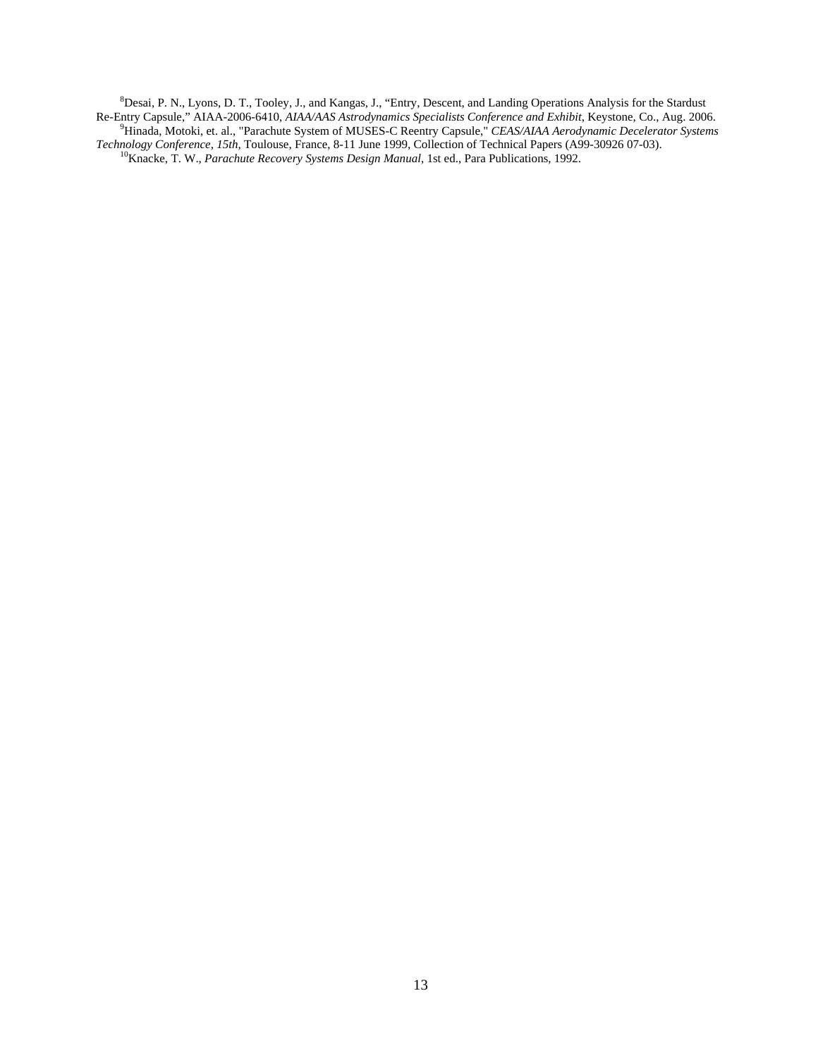[8]Desai, P. N., Lyons, D. T., Tooley, J., and Kangas, J., "Entry, Descent, and Landing Operations Analysis for the Stardust Re-Entry Capsule," AIAA-2006-6410, *AIAA/AAS Astrodynamics Specialists Conference and Exhibit*, Keystone, Co., Aug. 2006.

[9]Hinada, Motoki, et. al., "Parachute System of MUSES-C Reentry Capsule," *CEAS/AIAA Aerodynamic Decelerator Systems Technology Conference, 15th*, Toulouse, France, 8-11 June 1999, Collection of Technical Papers (A99-30926 07-03).

[10]Knacke, T. W., *Parachute Recovery Systems Design Manual*, 1st ed., Para Publications, 1992.